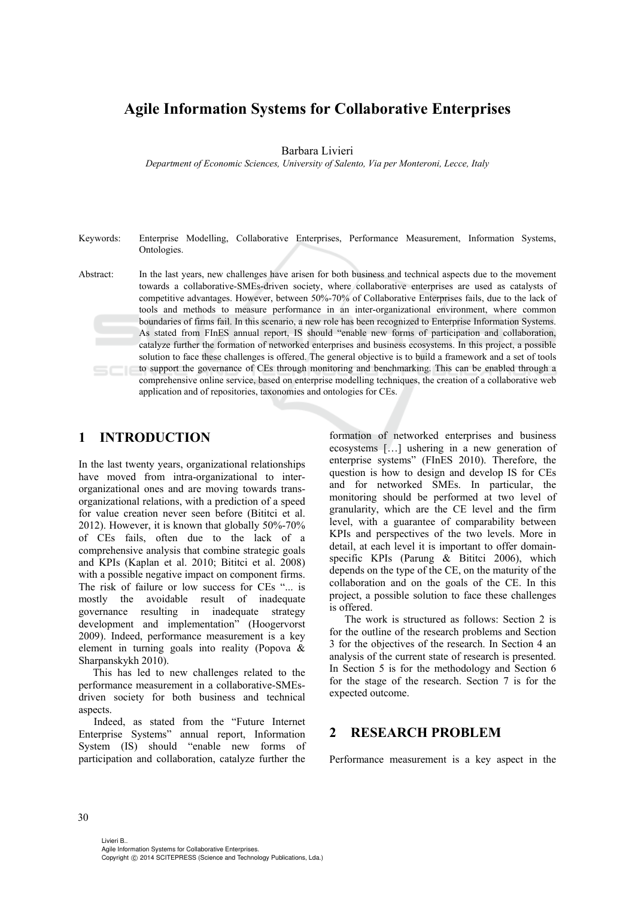# Agile Information Systems for Collaborative Enterprises

Barbara Livieri

*Department of Economic Sciences, University of Salento, Via per Monteroni, Lecce, Italy*

Keywords: Enterprise Modelling, Collaborative Enterprises, Performance Measurement, Information Systems, Ontologies.

Abstract: In the last years, new challenges have arisen for both business and technical aspects due to the movement towards a collaborative-SMEs-driven society, where collaborative enterprises are used as catalysts of competitive advantages. However, between 50%-70% of Collaborative Enterprises fails, due to the lack of tools and methods to measure performance in an inter-organizational environment, where common boundaries of firms fail. In this scenario, a new role has been recognized to Enterprise Information Systems. As stated from FInES annual report, IS should "enable new forms of participation and collaboration, catalyze further the formation of networked enterprises and business ecosystems. In this project, a possible solution to face these challenges is offered. The general objective is to build a framework and a set of tools to support the governance of CEs through monitoring and benchmarking. This can be enabled through a comprehensive online service, based on enterprise modelling techniques, the creation of a collaborative web application and of repositories, taxonomies and ontologies for CEs.

## 1 INTRODUCTION

In the last twenty years, organizational relationships have moved from intra-organizational to inter-organizational ones and are moving towards trans-organizational relations, with a prediction of a speed for value creation never seen before (Bititci et al. 2012). However, it is known that globally 50%-70% of CEs fails, often due to the lack of a comprehensive analysis that combine strategic goals and KPIs (Kaplan et al. 2010; Bititci et al. 2008) with a possible negative impact on component firms. The risk of failure or low success for CEs "... is mostly the avoidable result of inadequate governance resulting in inadequate strategy development and implementation" (Hoogervorst 2009). Indeed, performance measurement is a key element in turning goals into reality (Popova & Sharpanskykh 2010).

This has led to new challenges related to the performance measurement in a collaborative-SMEs-driven society for both business and technical aspects.

Indeed, as stated from the "Future Internet Enterprise Systems" annual report, Information System (IS) should "enable new forms of participation and collaboration, catalyze further the formation of networked enterprises and business ecosystems […] ushering in a new generation of enterprise systems" (FInES 2010). Therefore, the question is how to design and develop IS for CEs and for networked SMEs. In particular, the monitoring should be performed at two level of granularity, which are the CE level and the firm level, with a guarantee of comparability between KPIs and perspectives of the two levels. More in detail, at each level it is important to offer domain-specific KPIs (Parung & Bititci 2006), which depends on the type of the CE, on the maturity of the collaboration and on the goals of the CE. In this project, a possible solution to face these challenges is offered.

The work is structured as follows: Section 2 is for the outline of the research problems and Section 3 for the objectives of the research. In Section 4 an analysis of the current state of research is presented. In Section 5 is for the methodology and Section 6 for the stage of the research. Section 7 is for the expected outcome.

## 2 RESEARCH PROBLEM

Performance measurement is a key aspect in the

Livieri B..
Agile Information Systems for Collaborative Enterprises.
Copyright © 2014 SCITEPRESS (Science and Technology Publications, Lda.)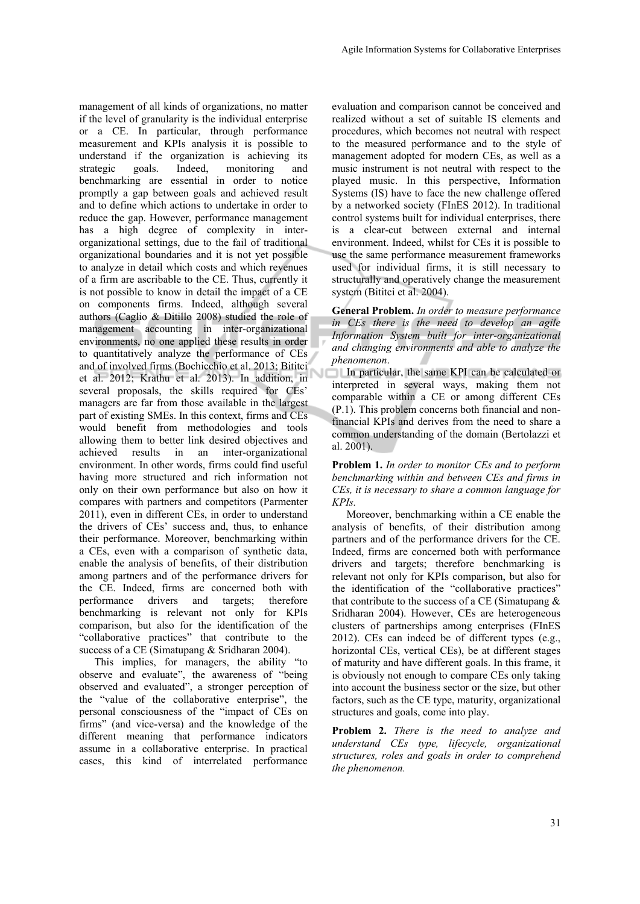management of all kinds of organizations, no matter if the level of granularity is the individual enterprise or a CE. In particular, through performance measurement and KPIs analysis it is possible to understand if the organization is achieving its strategic goals. Indeed, monitoring and benchmarking are essential in order to notice promptly a gap between goals and achieved result and to define which actions to undertake in order to reduce the gap. However, performance management has a high degree of complexity in inter-organizational settings, due to the fail of traditional organizational boundaries and it is not yet possible to analyze in detail which costs and which revenues of a firm are ascribable to the CE. Thus, currently it is not possible to know in detail the impact of a CE on components firms. Indeed, although several authors (Caglio & Ditillo 2008) studied the role of management accounting in inter-organizational environments, no one applied these results in order to quantitatively analyze the performance of CEs and of involved firms (Bochicchio et al. 2013; Bititci et al. 2012; Krathu et al. 2013). In addition, in several proposals, the skills required for CEs' managers are far from those available in the largest part of existing SMEs. In this context, firms and CEs would benefit from methodologies and tools allowing them to better link desired objectives and achieved results in an inter-organizational environment. In other words, firms could find useful having more structured and rich information not only on their own performance but also on how it compares with partners and competitors (Parmenter 2011), even in different CEs, in order to understand the drivers of CEs' success and, thus, to enhance their performance. Moreover, benchmarking within a CEs, even with a comparison of synthetic data, enable the analysis of benefits, of their distribution among partners and of the performance drivers for the CE. Indeed, firms are concerned both with performance drivers and targets; therefore benchmarking is relevant not only for KPIs comparison, but also for the identification of the "collaborative practices" that contribute to the success of a CE (Simatupang & Sridharan 2004).

This implies, for managers, the ability "to observe and evaluate", the awareness of "being observed and evaluated", a stronger perception of the "value of the collaborative enterprise", the personal consciousness of the "impact of CEs on firms" (and vice-versa) and the knowledge of the different meaning that performance indicators assume in a collaborative enterprise. In practical cases, this kind of interrelated performance evaluation and comparison cannot be conceived and realized without a set of suitable IS elements and procedures, which becomes not neutral with respect to the measured performance and to the style of management adopted for modern CEs, as well as a music instrument is not neutral with respect to the played music. In this perspective, Information Systems (IS) have to face the new challenge offered by a networked society (FInES 2012). In traditional control systems built for individual enterprises, there is a clear-cut between external and internal environment. Indeed, whilst for CEs it is possible to use the same performance measurement frameworks used for individual firms, it is still necessary to structurally and operatively change the measurement system (Bititci et al. 2004).

**General Problem.** *In order to measure performance in CEs there is the need to develop an agile Information System built for inter-organizational and changing environments and able to analyze the phenomenon*.

In particular, the same KPI can be calculated or interpreted in several ways, making them not comparable within a CE or among different CEs (P.1). This problem concerns both financial and non-financial KPIs and derives from the need to share a common understanding of the domain (Bertolazzi et al. 2001).

**Problem 1.** *In order to monitor CEs and to perform benchmarking within and between CEs and firms in CEs, it is necessary to share a common language for KPIs.*

Moreover, benchmarking within a CE enable the analysis of benefits, of their distribution among partners and of the performance drivers for the CE. Indeed, firms are concerned both with performance drivers and targets; therefore benchmarking is relevant not only for KPIs comparison, but also for the identification of the "collaborative practices" that contribute to the success of a CE (Simatupang & Sridharan 2004). However, CEs are heterogeneous clusters of partnerships among enterprises (FInES 2012). CEs can indeed be of different types (e.g., horizontal CEs, vertical CEs), be at different stages of maturity and have different goals. In this frame, it is obviously not enough to compare CEs only taking into account the business sector or the size, but other factors, such as the CE type, maturity, organizational structures and goals, come into play.

**Problem 2.** *There is the need to analyze and understand CEs type, lifecycle, organizational structures, roles and goals in order to comprehend the phenomenon.*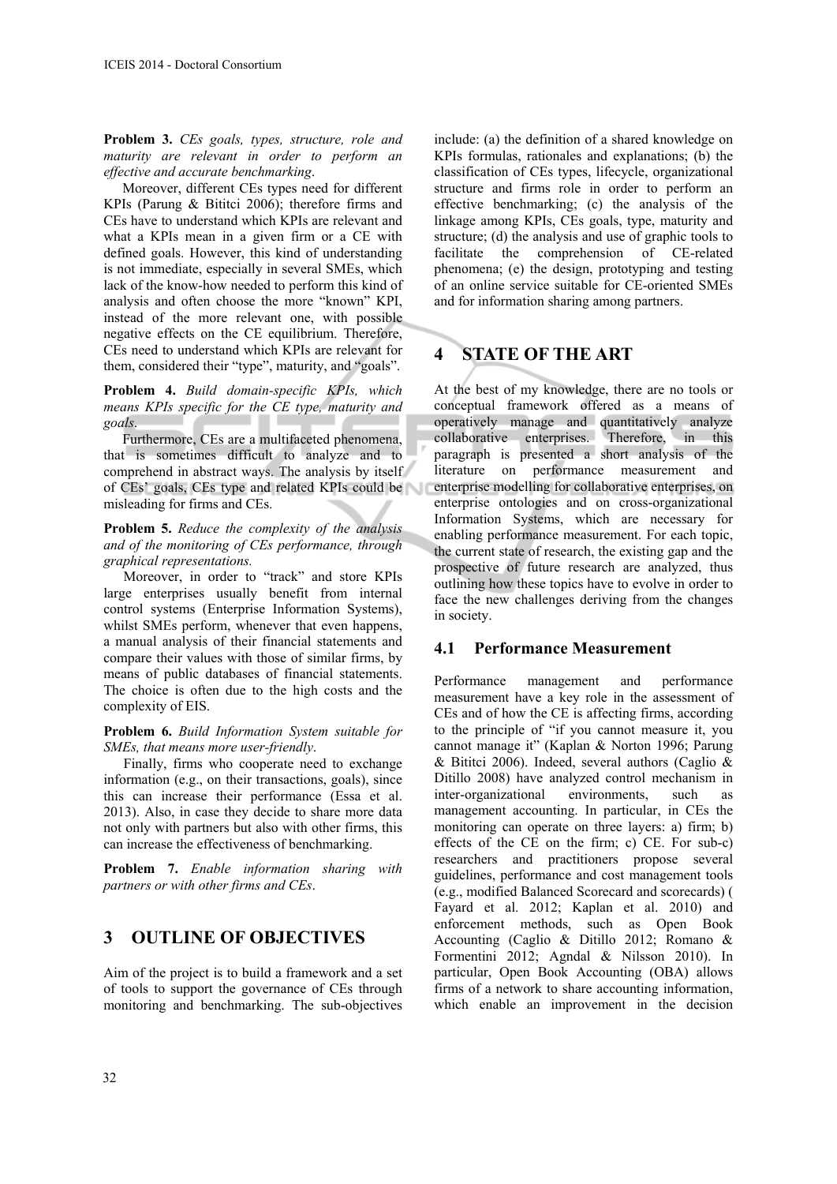**Problem 3.** *CEs goals, types, structure, role and maturity are relevant in order to perform an effective and accurate benchmarking.*

Moreover, different CEs types need for different KPIs (Parung & Bititci 2006); therefore firms and CEs have to understand which KPIs are relevant and what a KPIs mean in a given firm or a CE with defined goals. However, this kind of understanding is not immediate, especially in several SMEs, which lack of the know-how needed to perform this kind of analysis and often choose the more "known" KPI, instead of the more relevant one, with possible negative effects on the CE equilibrium. Therefore, CEs need to understand which KPIs are relevant for them, considered their "type", maturity, and "goals".

**Problem 4.** *Build domain-specific KPIs, which means KPIs specific for the CE type, maturity and goals.*

Furthermore, CEs are a multifaceted phenomena, that is sometimes difficult to analyze and to comprehend in abstract ways. The analysis by itself of CEs' goals, CEs type and related KPIs could be misleading for firms and CEs.

**Problem 5.** *Reduce the complexity of the analysis and of the monitoring of CEs performance, through graphical representations.*

Moreover, in order to "track" and store KPIs large enterprises usually benefit from internal control systems (Enterprise Information Systems), whilst SMEs perform, whenever that even happens, a manual analysis of their financial statements and compare their values with those of similar firms, by means of public databases of financial statements. The choice is often due to the high costs and the complexity of EIS.

**Problem 6.** *Build Information System suitable for SMEs, that means more user-friendly.*

Finally, firms who cooperate need to exchange information (e.g., on their transactions, goals), since this can increase their performance (Essa et al. 2013). Also, in case they decide to share more data not only with partners but also with other firms, this can increase the effectiveness of benchmarking.

**Problem 7.** *Enable information sharing with partners or with other firms and CEs.*

## 3 OUTLINE OF OBJECTIVES

Aim of the project is to build a framework and a set of tools to support the governance of CEs through monitoring and benchmarking. The sub-objectives include: (a) the definition of a shared knowledge on KPIs formulas, rationales and explanations; (b) the classification of CEs types, lifecycle, organizational structure and firms role in order to perform an effective benchmarking; (c) the analysis of the linkage among KPIs, CEs goals, type, maturity and structure; (d) the analysis and use of graphic tools to facilitate the comprehension of CE-related phenomena; (e) the design, prototyping and testing of an online service suitable for CE-oriented SMEs and for information sharing among partners.

## 4 STATE OF THE ART

At the best of my knowledge, there are no tools or conceptual framework offered as a means of operatively manage and quantitatively analyze collaborative enterprises. Therefore, in this paragraph is presented a short analysis of the literature on performance measurement and enterprise modelling for collaborative enterprises, on enterprise ontologies and on cross-organizational Information Systems, which are necessary for enabling performance measurement. For each topic, the current state of research, the existing gap and the prospective of future research are analyzed, thus outlining how these topics have to evolve in order to face the new challenges deriving from the changes in society.

### 4.1 Performance Measurement

Performance management and performance measurement have a key role in the assessment of CEs and of how the CE is affecting firms, according to the principle of "if you cannot measure it, you cannot manage it" (Kaplan & Norton 1996; Parung & Bititci 2006). Indeed, several authors (Caglio & Ditillo 2008) have analyzed control mechanism in inter-organizational environments, such as management accounting. In particular, in CEs the monitoring can operate on three layers: a) firm; b) effects of the CE on the firm; c) CE. For sub-c) researchers and practitioners propose several guidelines, performance and cost management tools (e.g., modified Balanced Scorecard and scorecards) ( Fayard et al. 2012; Kaplan et al. 2010) and enforcement methods, such as Open Book Accounting (Caglio & Ditillo 2012; Romano & Formentini 2012; Agndal & Nilsson 2010). In particular, Open Book Accounting (OBA) allows firms of a network to share accounting information, which enable an improvement in the decision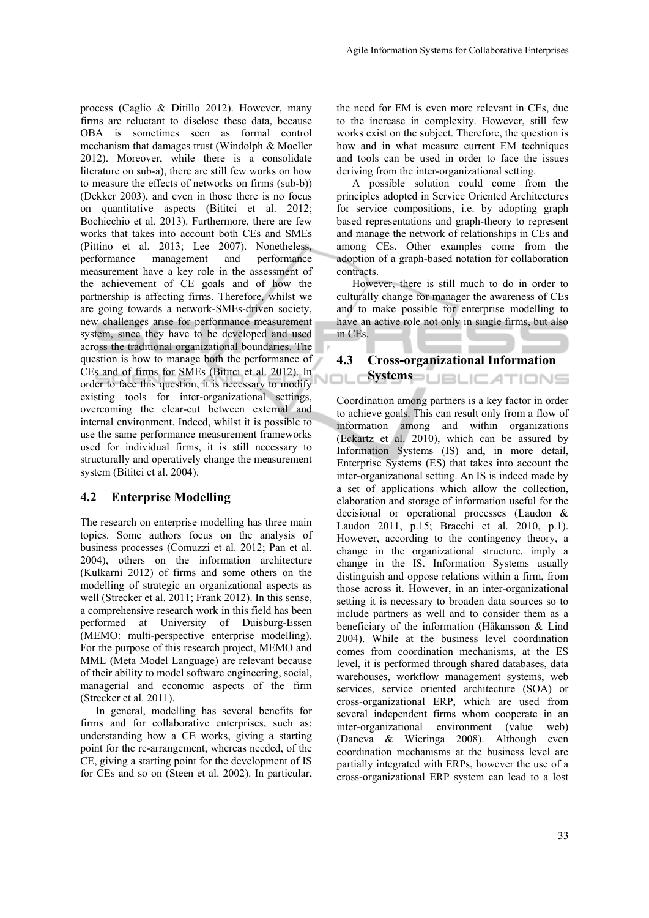process (Caglio & Ditillo 2012). However, many firms are reluctant to disclose these data, because OBA is sometimes seen as formal control mechanism that damages trust (Windolph & Moeller 2012). Moreover, while there is a consolidate literature on sub-a), there are still few works on how to measure the effects of networks on firms (sub-b)) (Dekker 2003), and even in those there is no focus on quantitative aspects (Bititci et al. 2012; Bochicchio et al. 2013). Furthermore, there are few works that takes into account both CEs and SMEs (Pittino et al. 2013; Lee 2007). Nonetheless, performance management and performance measurement have a key role in the assessment of the achievement of CE goals and of how the partnership is affecting firms. Therefore, whilst we are going towards a network-SMEs-driven society, new challenges arise for performance measurement system, since they have to be developed and used across the traditional organizational boundaries. The question is how to manage both the performance of CEs and of firms for SMEs (Bititci et al. 2012). In order to face this question, it is necessary to modify existing tools for inter-organizational settings, overcoming the clear-cut between external and internal environment. Indeed, whilst it is possible to use the same performance measurement frameworks used for individual firms, it is still necessary to structurally and operatively change the measurement system (Bititci et al. 2004).

## 4.2 Enterprise Modelling

The research on enterprise modelling has three main topics. Some authors focus on the analysis of business processes (Comuzzi et al. 2012; Pan et al. 2004), others on the information architecture (Kulkarni 2012) of firms and some others on the modelling of strategic an organizational aspects as well (Strecker et al. 2011; Frank 2012). In this sense, a comprehensive research work in this field has been performed at University of Duisburg-Essen (MEMO: multi-perspective enterprise modelling). For the purpose of this research project, MEMO and MML (Meta Model Language) are relevant because of their ability to model software engineering, social, managerial and economic aspects of the firm (Strecker et al. 2011).

In general, modelling has several benefits for firms and for collaborative enterprises, such as: understanding how a CE works, giving a starting point for the re-arrangement, whereas needed, of the CE, giving a starting point for the development of IS for CEs and so on (Steen et al. 2002). In particular, the need for EM is even more relevant in CEs, due to the increase in complexity. However, still few works exist on the subject. Therefore, the question is how and in what measure current EM techniques and tools can be used in order to face the issues deriving from the inter-organizational setting.

A possible solution could come from the principles adopted in Service Oriented Architectures for service compositions, i.e. by adopting graph based representations and graph-theory to represent and manage the network of relationships in CEs and among CEs. Other examples come from the adoption of a graph-based notation for collaboration contracts.

However, there is still much to do in order to culturally change for manager the awareness of CEs and to make possible for enterprise modelling to have an active role not only in single firms, but also in CEs.

## 4.3 Cross-organizational Information Systems

Coordination among partners is a key factor in order to achieve goals. This can result only from a flow of information among and within organizations (Eckartz et al. 2010), which can be assured by Information Systems (IS) and, in more detail, Enterprise Systems (ES) that takes into account the inter-organizational setting. An IS is indeed made by a set of applications which allow the collection, elaboration and storage of information useful for the decisional or operational processes (Laudon & Laudon 2011, p.15; Bracchi et al. 2010, p.1). However, according to the contingency theory, a change in the organizational structure, imply a change in the IS. Information Systems usually distinguish and oppose relations within a firm, from those across it. However, in an inter-organizational setting it is necessary to broaden data sources so to include partners as well and to consider them as a beneficiary of the information (Håkansson & Lind 2004). While at the business level coordination comes from coordination mechanisms, at the ES level, it is performed through shared databases, data warehouses, workflow management systems, web services, service oriented architecture (SOA) or cross-organizational ERP, which are used from several independent firms whom cooperate in an inter-organizational environment (value web) (Daneva & Wieringa 2008). Although even coordination mechanisms at the business level are partially integrated with ERPs, however the use of a cross-organizational ERP system can lead to a lost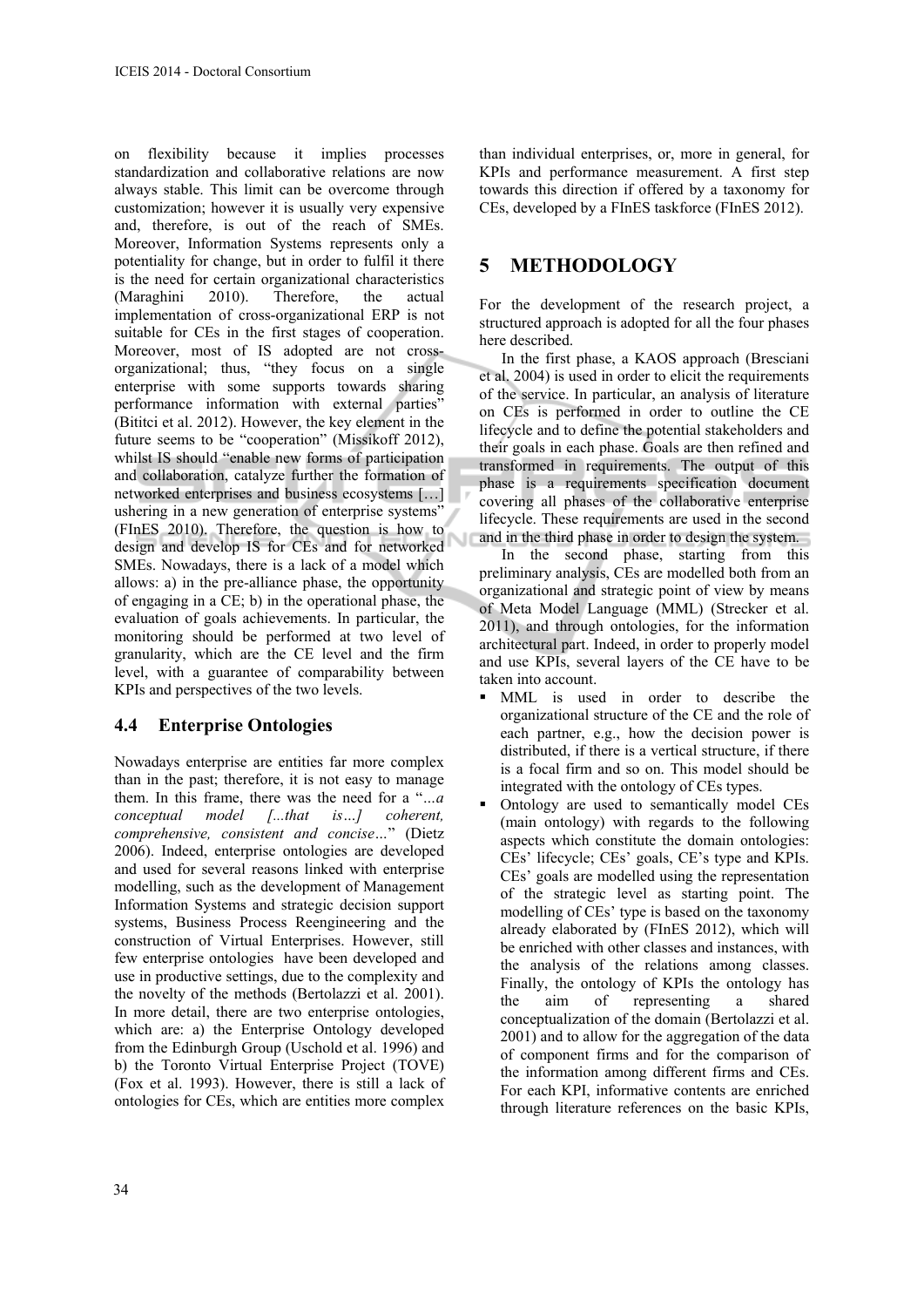on flexibility because it implies processes standardization and collaborative relations are now always stable. This limit can be overcome through customization; however it is usually very expensive and, therefore, is out of the reach of SMEs. Moreover, Information Systems represents only a potentiality for change, but in order to fulfil it there is the need for certain organizational characteristics (Maraghini 2010). Therefore, the actual implementation of cross-organizational ERP is not suitable for CEs in the first stages of cooperation. Moreover, most of IS adopted are not cross-organizational; thus, "they focus on a single enterprise with some supports towards sharing performance information with external parties" (Bititci et al. 2012). However, the key element in the future seems to be "cooperation" (Missikoff 2012), whilst IS should "enable new forms of participation and collaboration, catalyze further the formation of networked enterprises and business ecosystems […] ushering in a new generation of enterprise systems" (FInES 2010). Therefore, the question is how to design and develop IS for CEs and for networked SMEs. Nowadays, there is a lack of a model which allows: a) in the pre-alliance phase, the opportunity of engaging in a CE; b) in the operational phase, the evaluation of goals achievements. In particular, the monitoring should be performed at two level of granularity, which are the CE level and the firm level, with a guarantee of comparability between KPIs and perspectives of the two levels.

### 4.4 Enterprise Ontologies

Nowadays enterprise are entities far more complex than in the past; therefore, it is not easy to manage them. In this frame, there was the need for a "*…a conceptual model [...that is…] coherent, comprehensive, consistent and concise…*" (Dietz 2006). Indeed, enterprise ontologies are developed and used for several reasons linked with enterprise modelling, such as the development of Management Information Systems and strategic decision support systems, Business Process Reengineering and the construction of Virtual Enterprises. However, still few enterprise ontologies have been developed and use in productive settings, due to the complexity and the novelty of the methods (Bertolazzi et al. 2001). In more detail, there are two enterprise ontologies, which are: a) the Enterprise Ontology developed from the Edinburgh Group (Uschold et al. 1996) and b) the Toronto Virtual Enterprise Project (TOVE) (Fox et al. 1993). However, there is still a lack of ontologies for CEs, which are entities more complex than individual enterprises, or, more in general, for KPIs and performance measurement. A first step towards this direction if offered by a taxonomy for CEs, developed by a FInES taskforce (FInES 2012).

## 5 METHODOLOGY

For the development of the research project, a structured approach is adopted for all the four phases here described.

In the first phase, a KAOS approach (Bresciani et al. 2004) is used in order to elicit the requirements of the service. In particular, an analysis of literature on CEs is performed in order to outline the CE lifecycle and to define the potential stakeholders and their goals in each phase. Goals are then refined and transformed in requirements. The output of this phase is a requirements specification document covering all phases of the collaborative enterprise lifecycle. These requirements are used in the second and in the third phase in order to design the system.

In the second phase, starting from this preliminary analysis, CEs are modelled both from an organizational and strategic point of view by means of Meta Model Language (MML) (Strecker et al. 2011), and through ontologies, for the information architectural part. Indeed, in order to properly model and use KPIs, several layers of the CE have to be taken into account.

- MML is used in order to describe the organizational structure of the CE and the role of each partner, e.g., how the decision power is distributed, if there is a vertical structure, if there is a focal firm and so on. This model should be integrated with the ontology of CEs types.
- Ontology are used to semantically model CEs (main ontology) with regards to the following aspects which constitute the domain ontologies: CEs' lifecycle; CEs' goals, CE's type and KPIs. CEs' goals are modelled using the representation of the strategic level as starting point. The modelling of CEs' type is based on the taxonomy already elaborated by (FInES 2012), which will be enriched with other classes and instances, with the analysis of the relations among classes. Finally, the ontology of KPIs the ontology has the aim of representing a shared conceptualization of the domain (Bertolazzi et al. 2001) and to allow for the aggregation of the data of component firms and for the comparison of the information among different firms and CEs. For each KPI, informative contents are enriched through literature references on the basic KPIs,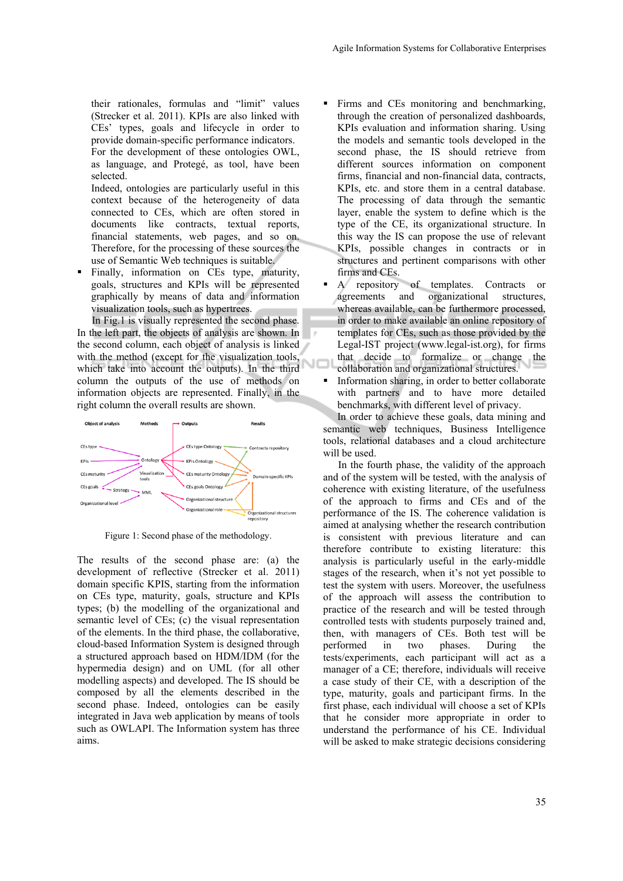their rationales, formulas and "limit" values (Strecker et al. 2011). KPIs are also linked with CEs' types, goals and lifecycle in order to provide domain-specific performance indicators. For the development of these ontologies OWL, as language, and Protegé, as tool, have been selected.

Indeed, ontologies are particularly useful in this context because of the heterogeneity of data connected to CEs, which are often stored in documents like contracts, textual reports, financial statements, web pages, and so on. Therefore, for the processing of these sources the use of Semantic Web techniques is suitable.

- Finally, information on CEs type, maturity, goals, structures and KPIs will be represented graphically by means of data and information visualization tools, such as hypertrees.

In Fig.1 is visually represented the second phase. In the left part, the objects of analysis are shown. In the second column, each object of analysis is linked with the method (except for the visualization tools, which take into account the outputs). In the third column the outputs of the use of methods on information objects are represented. Finally, in the right column the overall results are shown.

Figure 1: Second phase of the methodology.

The results of the second phase are: (a) the development of reflective (Strecker et al. 2011) domain specific KPIS, starting from the information on CEs type, maturity, goals, structure and KPIs types; (b) the modelling of the organizational and semantic level of CEs; (c) the visual representation of the elements. In the third phase, the collaborative, cloud-based Information System is designed through a structured approach based on HDM/IDM (for the hypermedia design) and on UML (for all other modelling aspects) and developed. The IS should be composed by all the elements described in the second phase. Indeed, ontologies can be easily integrated in Java web application by means of tools such as OWLAPI. The Information system has three aims.

- Firms and CEs monitoring and benchmarking, through the creation of personalized dashboards, KPIs evaluation and information sharing. Using the models and semantic tools developed in the second phase, the IS should retrieve from different sources information on component firms, financial and non-financial data, contracts, KPIs, etc. and store them in a central database. The processing of data through the semantic layer, enable the system to define which is the type of the CE, its organizational structure. In this way the IS can propose the use of relevant KPIs, possible changes in contracts or in structures and pertinent comparisons with other firms and CEs.
- A repository of templates. Contracts or agreements and organizational structures, whereas available, can be furthermore processed, in order to make available an online repository of templates for CEs, such as those provided by the Legal-IST project (www.legal-ist.org), for firms that decide to formalize or change the collaboration and organizational structures.
- Information sharing, in order to better collaborate with partners and to have more detailed benchmarks, with different level of privacy.

In order to achieve these goals, data mining and semantic web techniques, Business Intelligence tools, relational databases and a cloud architecture will be used.

In the fourth phase, the validity of the approach and of the system will be tested, with the analysis of coherence with existing literature, of the usefulness of the approach to firms and CEs and of the performance of the IS. The coherence validation is aimed at analysing whether the research contribution is consistent with previous literature and can therefore contribute to existing literature: this analysis is particularly useful in the early-middle stages of the research, when it's not yet possible to test the system with users. Moreover, the usefulness of the approach will assess the contribution to practice of the research and will be tested through controlled tests with students purposely trained and, then, with managers of CEs. Both test will be performed in two phases. During the tests/experiments, each participant will act as a manager of a CE; therefore, individuals will receive a case study of their CE, with a description of the type, maturity, goals and participant firms. In the first phase, each individual will choose a set of KPIs that he consider more appropriate in order to understand the performance of his CE. Individual will be asked to make strategic decisions considering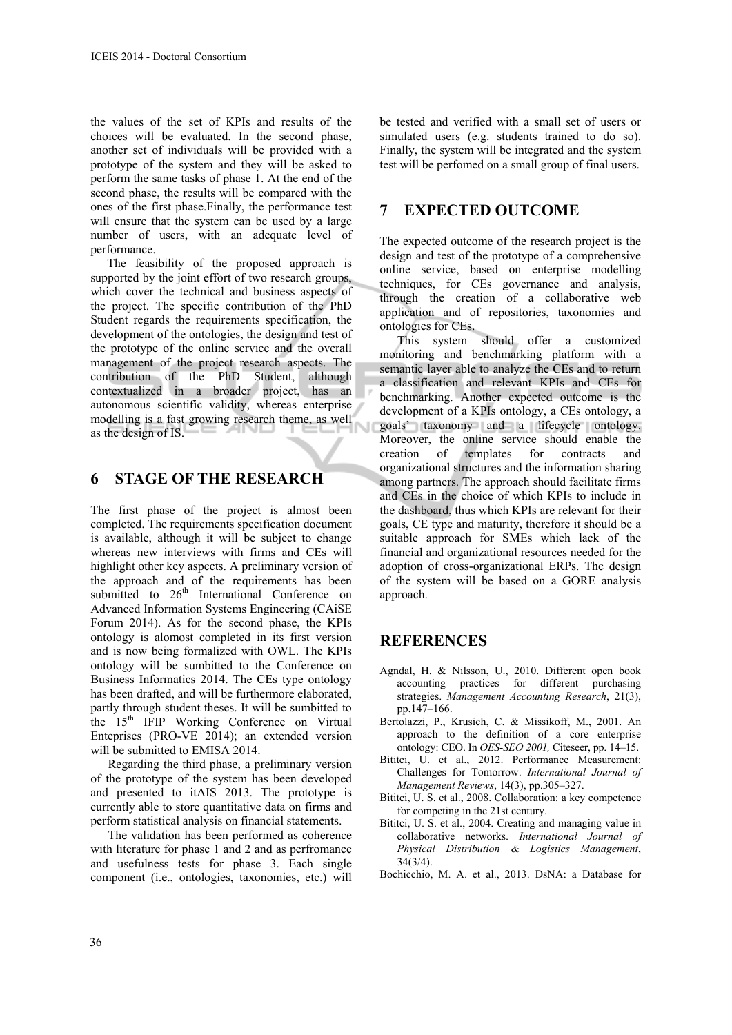the values of the set of KPIs and results of the choices will be evaluated. In the second phase, another set of individuals will be provided with a prototype of the system and they will be asked to perform the same tasks of phase 1. At the end of the second phase, the results will be compared with the ones of the first phase.Finally, the performance test will ensure that the system can be used by a large number of users, with an adequate level of performance.

The feasibility of the proposed approach is supported by the joint effort of two research groups, which cover the technical and business aspects of the project. The specific contribution of the PhD Student regards the requirements specification, the development of the ontologies, the design and test of the prototype of the online service and the overall management of the project research aspects. The contribution of the PhD Student, although contextualized in a broader project, has an autonomous scientific validity, whereas enterprise modelling is a fast growing research theme, as well as the design of IS.

## 6 STAGE OF THE RESEARCH

The first phase of the project is almost been completed. The requirements specification document is available, although it will be subject to change whereas new interviews with firms and CEs will highlight other key aspects. A preliminary version of the approach and of the requirements has been submitted to 26th International Conference on Advanced Information Systems Engineering (CAiSE Forum 2014). As for the second phase, the KPIs ontology is alomost completed in its first version and is now being formalized with OWL. The KPIs ontology will be sumbitted to the Conference on Business Informatics 2014. The CEs type ontology has been drafted, and will be furthermore elaborated, partly through student theses. It will be sumbitted to the 15th IFIP Working Conference on Virtual Enteprises (PRO-VE 2014); an extended version will be submitted to EMISA 2014.

Regarding the third phase, a preliminary version of the prototype of the system has been developed and presented to itAIS 2013. The prototype is currently able to store quantitative data on firms and perform statistical analysis on financial statements.

The validation has been performed as coherence with literature for phase 1 and 2 and as perfromance and usefulness tests for phase 3. Each single component (i.e., ontologies, taxonomies, etc.) will be tested and verified with a small set of users or simulated users (e.g. students trained to do so). Finally, the system will be integrated and the system test will be perfomed on a small group of final users.

## 7 EXPECTED OUTCOME

The expected outcome of the research project is the design and test of the prototype of a comprehensive online service, based on enterprise modelling techniques, for CEs governance and analysis, through the creation of a collaborative web application and of repositories, taxonomies and ontologies for CEs.

This system should offer a customized monitoring and benchmarking platform with a semantic layer able to analyze the CEs and to return a classification and relevant KPIs and CEs for benchmarking. Another expected outcome is the development of a KPIs ontology, a CEs ontology, a goals' taxonomy and a lifecycle ontology. Moreover, the online service should enable the creation of templates for contracts and organizational structures and the information sharing among partners. The approach should facilitate firms and CEs in the choice of which KPIs to include in the dashboard, thus which KPIs are relevant for their goals, CE type and maturity, therefore it should be a suitable approach for SMEs which lack of the financial and organizational resources needed for the adoption of cross-organizational ERPs. The design of the system will be based on a GORE analysis approach.

## REFERENCES

Agndal, H. & Nilsson, U., 2010. Different open book accounting practices for different purchasing strategies. *Management Accounting Research*, 21(3), pp.147–166.

Bertolazzi, P., Krusich, C. & Missikoff, M., 2001. An approach to the definition of a core enterprise ontology: CEO. In *OES-SEO 2001,* Citeseer, pp. 14–15.

Bititci, U. et al., 2012. Performance Measurement: Challenges for Tomorrow. *International Journal of Management Reviews*, 14(3), pp.305–327.

Bititci, U. S. et al., 2008. Collaboration: a key competence for competing in the 21st century.

Bititci, U. S. et al., 2004. Creating and managing value in collaborative networks. *International Journal of Physical Distribution & Logistics Management*, 34(3/4).

Bochicchio, M. A. et al., 2013. DsNA: a Database for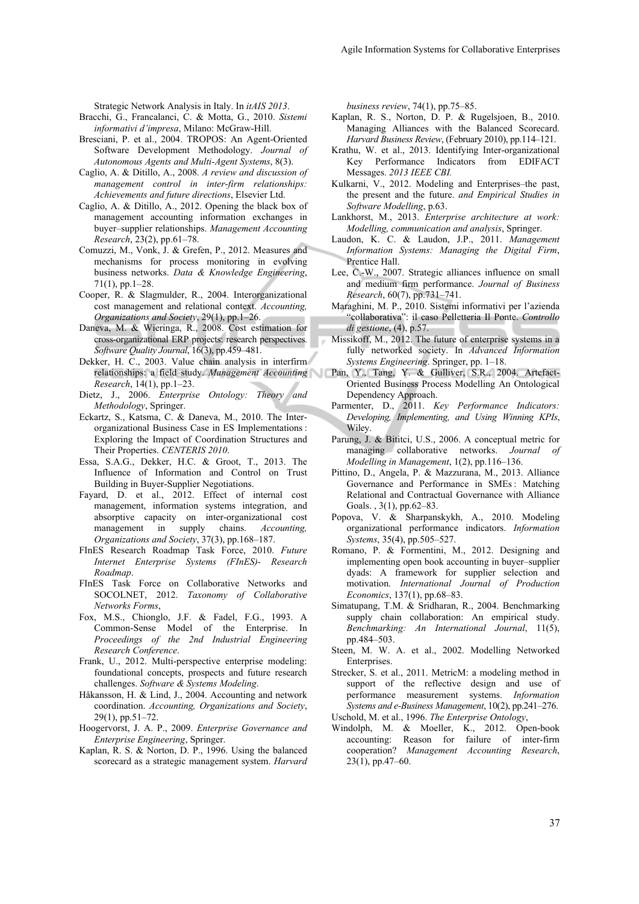Strategic Network Analysis in Italy. In *itAIS 2013*.

Bracchi, G., Francalanci, C. & Motta, G., 2010. *Sistemi informativi d'impresa*, Milano: McGraw-Hill.

Bresciani, P. et al., 2004. TROPOS: An Agent-Oriented Software Development Methodology. *Journal of Autonomous Agents and Multi-Agent Systems*, 8(3).

Caglio, A. & Ditillo, A., 2008. *A review and discussion of management control in inter-firm relationships: Achievements and future directions*, Elsevier Ltd.

Caglio, A. & Ditillo, A., 2012. Opening the black box of management accounting information exchanges in buyer–supplier relationships. *Management Accounting Research*, 23(2), pp.61–78.

Comuzzi, M., Vonk, J. & Grefen, P., 2012. Measures and mechanisms for process monitoring in evolving business networks. *Data & Knowledge Engineering*, 71(1), pp.1–28.

Cooper, R. & Slagmulder, R., 2004. Interorganizational cost management and relational context. *Accounting, Organizations and Society*, 29(1), pp.1–26.

Daneva, M. & Wieringa, R., 2008. Cost estimation for cross-organizational ERP projects: research perspectives. *Software Quality Journal*, 16(3), pp.459–481.

Dekker, H. C., 2003. Value chain analysis in interfirm relationships: a field study. *Management Accounting Research*, 14(1), pp.1–23.

Dietz, J., 2006. *Enterprise Ontology: Theory and Methodology*, Springer.

Eckartz, S., Katsma, C. & Daneva, M., 2010. The Inter-organizational Business Case in ES Implementations : Exploring the Impact of Coordination Structures and Their Properties. *CENTERIS 2010*.

Essa, S.A.G., Dekker, H.C. & Groot, T., 2013. The Influence of Information and Control on Trust Building in Buyer-Supplier Negotiations.

Fayard, D. et al., 2012. Effect of internal cost management, information systems integration, and absorptive capacity on inter-organizational cost management in supply chains. *Accounting, Organizations and Society*, 37(3), pp.168–187.

FInES Research Roadmap Task Force, 2010. *Future Internet Enterprise Systems (FInES)- Research Roadmap*.

FInES Task Force on Collaborative Networks and SOCOLNET, 2012. *Taxonomy of Collaborative Networks Forms*,

Fox, M.S., Chionglo, J.F. & Fadel, F.G., 1993. A Common-Sense Model of the Enterprise. In *Proceedings of the 2nd Industrial Engineering Research Conference*.

Frank, U., 2012. Multi-perspective enterprise modeling: foundational concepts, prospects and future research challenges. *Software & Systems Modeling*.

Håkansson, H. & Lind, J., 2004. Accounting and network coordination. *Accounting, Organizations and Society*, 29(1), pp.51–72.

Hoogervorst, J. A. P., 2009. *Enterprise Governance and Enterprise Engineering*, Springer.

Kaplan, R. S. & Norton, D. P., 1996. Using the balanced scorecard as a strategic management system. *Harvard business review*, 74(1), pp.75–85.

Kaplan, R. S., Norton, D. P. & Rugelsjoen, B., 2010. Managing Alliances with the Balanced Scorecard. *Harvard Business Review*, (February 2010), pp.114–121.

Krathu, W. et al., 2013. Identifying Inter-organizational Key Performance Indicators from EDIFACT Messages. *2013 IEEE CBI.*

Kulkarni, V., 2012. Modeling and Enterprises–the past, the present and the future. *and Empirical Studies in Software Modelling*, p.63.

Lankhorst, M., 2013. *Enterprise architecture at work: Modelling, communication and analysis*, Springer.

Laudon, K. C. & Laudon, J.P., 2011. *Management Information Systems: Managing the Digital Firm*, Prentice Hall.

Lee, C.-W., 2007. Strategic alliances influence on small and medium firm performance. *Journal of Business Research*, 60(7), pp.731–741.

Maraghini, M. P., 2010. Sistemi informativi per l'azienda "collaborativa": il caso Pelletteria Il Ponte. *Controllo di gestione*, (4), p.57.

Missikoff, M., 2012. The future of enterprise systems in a fully networked society. In *Advanced Information Systems Engineering*. Springer, pp. 1–18.

Pan, Y., Tang, Y. & Gulliver, S.R., 2004. Artefact-Oriented Business Process Modelling An Ontological Dependency Approach.

Parmenter, D., 2011. *Key Performance Indicators: Developing, Implementing, and Using Winning KPIs*, Wiley.

Parung, J. & Bititci, U.S., 2006. A conceptual metric for managing collaborative networks. *Journal of Modelling in Management*, 1(2), pp.116–136.

Pittino, D., Angela, P. & Mazzurana, M., 2013. Alliance Governance and Performance in SMEs : Matching Relational and Contractual Governance with Alliance Goals. , 3(1), pp.62–83.

Popova, V. & Sharpanskykh, A., 2010. Modeling organizational performance indicators. *Information Systems*, 35(4), pp.505–527.

Romano, P. & Formentini, M., 2012. Designing and implementing open book accounting in buyer–supplier dyads: A framework for supplier selection and motivation. *International Journal of Production Economics*, 137(1), pp.68–83.

Simatupang, T.M. & Sridharan, R., 2004. Benchmarking supply chain collaboration: An empirical study. *Benchmarking: An International Journal*, 11(5), pp.484–503.

Steen, M. W. A. et al., 2002. Modelling Networked Enterprises.

Strecker, S. et al., 2011. MetricM: a modeling method in support of the reflective design and use of performance measurement systems. *Information Systems and e-Business Management*, 10(2), pp.241–276.

Uschold, M. et al., 1996. *The Enterprise Ontology*,

Windolph, M. & Moeller, K., 2012. Open-book accounting: Reason for failure of inter-firm cooperation? *Management Accounting Research*, 23(1), pp.47–60.